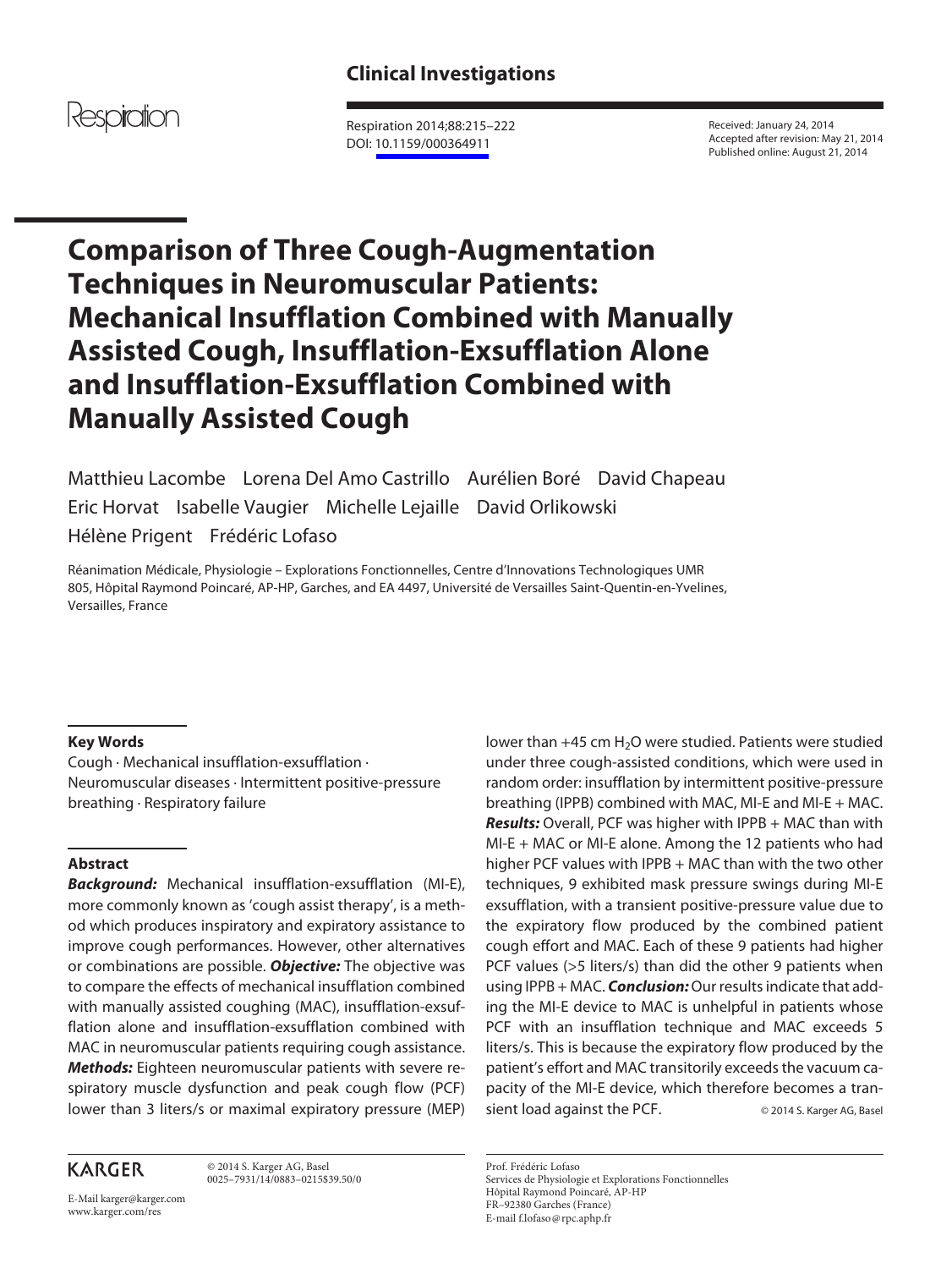Clinical Investigations

Received: January 24, 2014
Accepted after revision: May 21, 2014
Published online: August 21, 2014

DOI: 10.1159/000364911

# Comparison of Three Cough-Augmentation Techniques in Neuromuscular Patients: Mechanical Insufflation Combined with Manually Assisted Cough, Insufflation-Exsufflation Alone and Insufflation-Exsufflation Combined with Manually Assisted Cough

Matthieu Lacombe Lorena Del Amo Castrillo Aurélien Boré David Chapeau Eric Horvat Isabelle Vaugier Michelle Lejaille David Orlikowski Hélène Prigent Frédéric Lofaso

Réanimation Médicale, Physiologie – Explorations Fonctionnelles, Centre d'Innovations Technologiques UMR 805, Hôpital Raymond Poincaré, AP-HP, Garches, and EA 4497, Université de Versailles Saint-Quentin-en-Yvelines, Versailles, France

### Key Words

Cough · Mechanical insufflation-exsufflation · Neuromuscular diseases · Intermittent positive-pressure breathing · Respiratory failure

### Abstract

***Background:*** Mechanical insufflation-exsufflation (MI-E), more commonly known as 'cough assist therapy', is a method which produces inspiratory and expiratory assistance to improve cough performances. However, other alternatives or combinations are possible. ***Objective:*** The objective was to compare the effects of mechanical insufflation combined with manually assisted coughing (MAC), insufflation-exsufflation alone and insufflation-exsufflation combined with MAC in neuromuscular patients requiring cough assistance. ***Methods:*** Eighteen neuromuscular patients with severe respiratory muscle dysfunction and peak cough flow (PCF) lower than 3 liters/s or maximal expiratory pressure (MEP) lower than +45 cm $H_2O$ were studied. Patients were studied under three cough-assisted conditions, which were used in random order: insufflation by intermittent positive-pressure breathing (IPPB) combined with MAC, MI-E and MI-E + MAC. ***Results:*** Overall, PCF was higher with IPPB + MAC than with MI-E + MAC or MI-E alone. Among the 12 patients who had higher PCF values with IPPB + MAC than with the two other techniques, 9 exhibited mask pressure swings during MI-E exsufflation, with a transient positive-pressure value due to the expiratory flow produced by the combined patient cough effort and MAC. Each of these 9 patients had higher PCF values (>5 liters/s) than did the other 9 patients when using IPPB + MAC. ***Conclusion:*** Our results indicate that adding the MI-E device to MAC is unhelpful in patients whose PCF with an insufflation technique and MAC exceeds 5 liters/s. This is because the expiratory flow produced by the patient's effort and MAC transitorily exceeds the vacuum capacity of the MI-E device, which therefore becomes a transient load against the PCF. © 2014 S. Karger AG, Basel

KARGER

© 2014 S. Karger AG, Basel
0025–7931/14/0883–0215$39.50/0

E-Mail karger@karger.com
www.karger.com/res

Prof. Frédéric Lofaso
Services de Physiologie et Explorations Fonctionnelles
Hôpital Raymond Poincaré, AP-HP
FR–92380 Garches (France)
E-mail f.lofaso@rpc.aphp.fr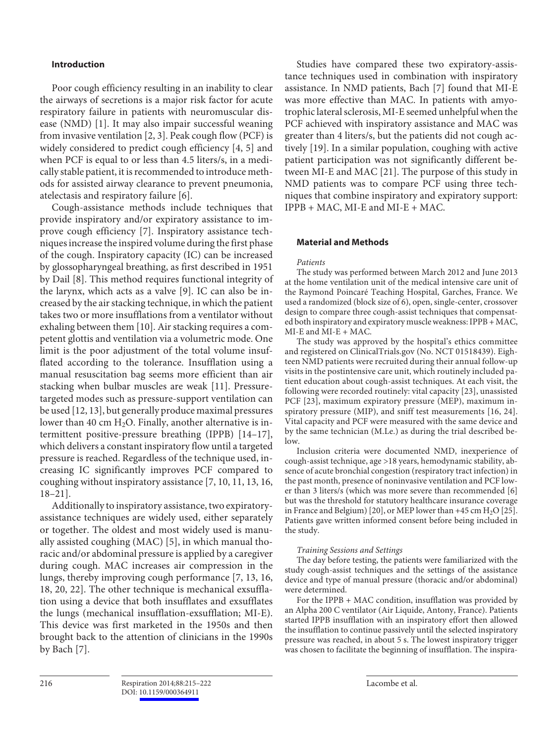## Introduction

Poor cough efficiency resulting in an inability to clear the airways of secretions is a major risk factor for acute respiratory failure in patients with neuromuscular disease (NMD) [1]. It may also impair successful weaning from invasive ventilation [2, 3]. Peak cough flow (PCF) is widely considered to predict cough efficiency [4, 5] and when PCF is equal to or less than 4.5 liters/s, in a medically stable patient, it is recommended to introduce methods for assisted airway clearance to prevent pneumonia, atelectasis and respiratory failure [6].

Cough-assistance methods include techniques that provide inspiratory and/or expiratory assistance to improve cough efficiency [7]. Inspiratory assistance techniques increase the inspired volume during the first phase of the cough. Inspiratory capacity (IC) can be increased by glossopharyngeal breathing, as first described in 1951 by Dail [8]. This method requires functional integrity of the larynx, which acts as a valve [9]. IC can also be increased by the air stacking technique, in which the patient takes two or more insufflations from a ventilator without exhaling between them [10]. Air stacking requires a competent glottis and ventilation via a volumetric mode. One limit is the poor adjustment of the total volume insufflated according to the tolerance. Insufflation using a manual resuscitation bag seems more efficient than air stacking when bulbar muscles are weak [11]. Pressure-targeted modes such as pressure-support ventilation can be used [12, 13], but generally produce maximal pressures lower than 40 cm $H_2O$. Finally, another alternative is intermittent positive-pressure breathing (IPPB) [14–17], which delivers a constant inspiratory flow until a targeted pressure is reached. Regardless of the technique used, increasing IC significantly improves PCF compared to coughing without inspiratory assistance [7, 10, 11, 13, 16, 18–21].

Additionally to inspiratory assistance, two expiratory-assistance techniques are widely used, either separately or together. The oldest and most widely used is manually assisted coughing (MAC) [5], in which manual thoracic and/or abdominal pressure is applied by a caregiver during cough. MAC increases air compression in the lungs, thereby improving cough performance [7, 13, 16, 18, 20, 22]. The other technique is mechanical exsufflation using a device that both insufflates and exsufflates the lungs (mechanical insufflation-exsufflation; MI-E). This device was first marketed in the 1950s and then brought back to the attention of clinicians in the 1990s by Bach [7].

Studies have compared these two expiratory-assistance techniques used in combination with inspiratory assistance. In NMD patients, Bach [7] found that MI-E was more effective than MAC. In patients with amyotrophic lateral sclerosis, MI-E seemed unhelpful when the PCF achieved with inspiratory assistance and MAC was greater than 4 liters/s, but the patients did not cough actively [19]. In a similar population, coughing with active patient participation was not significantly different between MI-E and MAC [21]. The purpose of this study in NMD patients was to compare PCF using three techniques that combine inspiratory and expiratory support: IPPB + MAC, MI-E and MI-E + MAC.

## Material and Methods

*Patients*

The study was performed between March 2012 and June 2013 at the home ventilation unit of the medical intensive care unit of the Raymond Poincaré Teaching Hospital, Garches, France. We used a randomized (block size of 6), open, single-center, crossover design to compare three cough-assist techniques that compensated both inspiratory and expiratory muscle weakness: IPPB + MAC, MI-E and MI-E + MAC.

The study was approved by the hospital's ethics committee and registered on ClinicalTrials.gov (No. NCT 01518439). Eighteen NMD patients were recruited during their annual follow-up visits in the postintensive care unit, which routinely included patient education about cough-assist techniques. At each visit, the following were recorded routinely: vital capacity [23], unassisted PCF [23], maximum expiratory pressure (MEP), maximum inspiratory pressure (MIP), and sniff test measurements [16, 24]. Vital capacity and PCF were measured with the same device and by the same technician (M.Le.) as during the trial described below.

Inclusion criteria were documented NMD, inexperience of cough-assist technique, age >18 years, hemodynamic stability, absence of acute bronchial congestion (respiratory tract infection) in the past month, presence of noninvasive ventilation and PCF lower than 3 liters/s (which was more severe than recommended [6] but was the threshold for statutory healthcare insurance coverage in France and Belgium) [20], or MEP lower than +45 cm $H_2O$ [25]. Patients gave written informed consent before being included in the study.

*Training Sessions and Settings*

The day before testing, the patients were familiarized with the study cough-assist techniques and the settings of the assistance device and type of manual pressure (thoracic and/or abdominal) were determined.

For the IPPB + MAC condition, insufflation was provided by an Alpha 200 C ventilator (Air Liquide, Antony, France). Patients started IPPB insufflation with an inspiratory effort then allowed the insufflation to continue passively until the selected inspiratory pressure was reached, in about 5 s. The lowest inspiratory trigger was chosen to facilitate the beginning of insufflation. The inspira-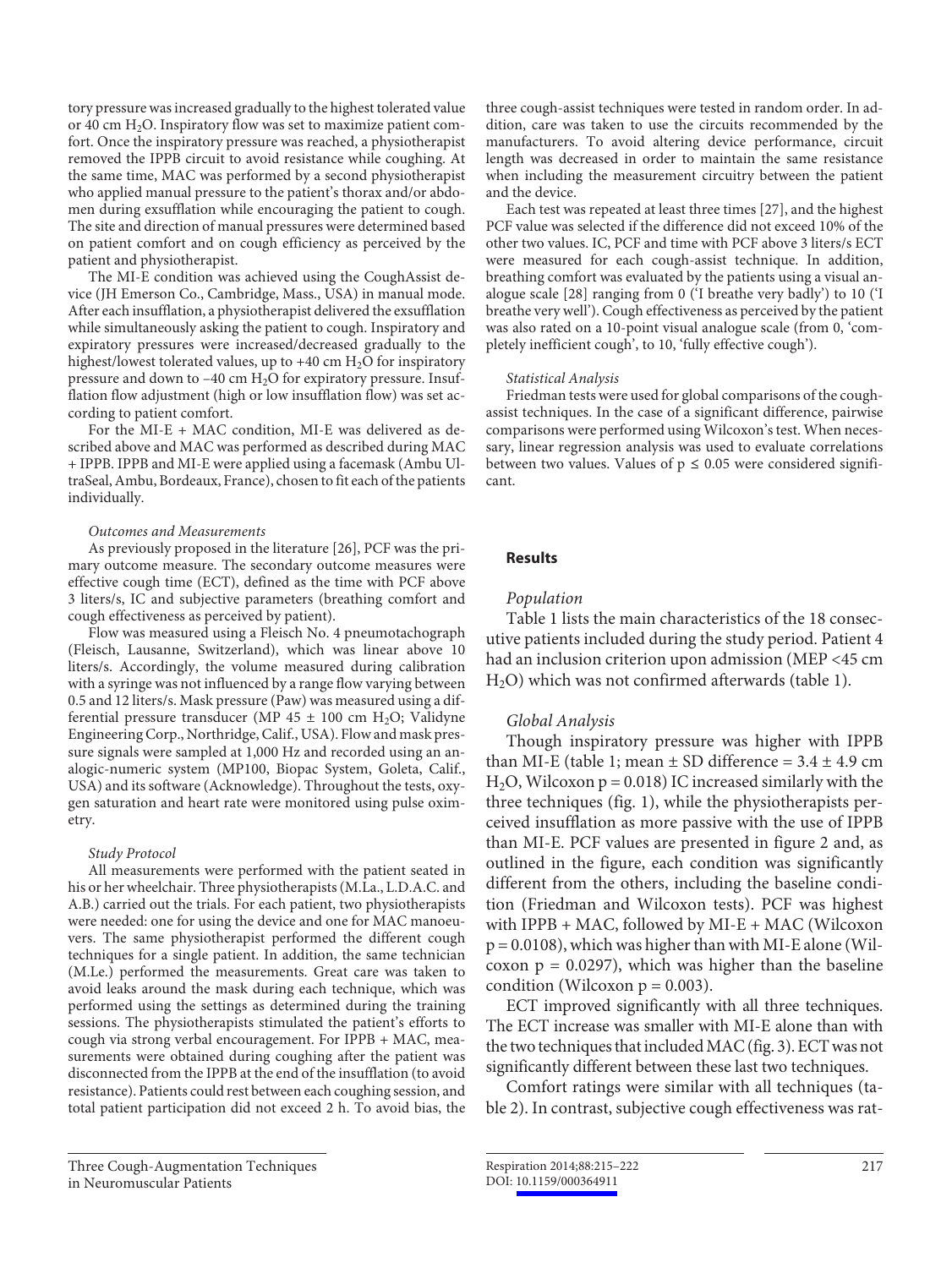tory pressure was increased gradually to the highest tolerated value or 40 cm $H_2O$. Inspiratory flow was set to maximize patient comfort. Once the inspiratory pressure was reached, a physiotherapist removed the IPPB circuit to avoid resistance while coughing. At the same time, MAC was performed by a second physiotherapist who applied manual pressure to the patient's thorax and/or abdomen during exsufflation while encouraging the patient to cough. The site and direction of manual pressures were determined based on patient comfort and on cough efficiency as perceived by the patient and physiotherapist.

The MI-E condition was achieved using the CoughAssist device (JH Emerson Co., Cambridge, Mass., USA) in manual mode. After each insufflation, a physiotherapist delivered the exsufflation while simultaneously asking the patient to cough. Inspiratory and expiratory pressures were increased/decreased gradually to the highest/lowest tolerated values, up to +40 cm $H_2O$ for inspiratory pressure and down to –40 cm $H_2O$ for expiratory pressure. Insufflation flow adjustment (high or low insufflation flow) was set according to patient comfort.

For the MI-E + MAC condition, MI-E was delivered as described above and MAC was performed as described during MAC + IPPB. IPPB and MI-E were applied using a facemask (Ambu UltraSeal, Ambu, Bordeaux, France), chosen to fit each of the patients individually.

*Outcomes and Measurements*

As previously proposed in the literature [26], PCF was the primary outcome measure. The secondary outcome measures were effective cough time (ECT), defined as the time with PCF above 3 liters/s, IC and subjective parameters (breathing comfort and cough effectiveness as perceived by patient).

Flow was measured using a Fleisch No. 4 pneumotachograph (Fleisch, Lausanne, Switzerland), which was linear above 10 liters/s. Accordingly, the volume measured during calibration with a syringe was not influenced by a range flow varying between 0.5 and 12 liters/s. Mask pressure (Paw) was measured using a differential pressure transducer (MP 45 ± 100 cm $H_2O$; Validyne Engineering Corp., Northridge, Calif., USA). Flow and mask pressure signals were sampled at 1,000 Hz and recorded using an analogic-numeric system (MP100, Biopac System, Goleta, Calif., USA) and its software (Acknowledge). Throughout the tests, oxygen saturation and heart rate were monitored using pulse oximetry.

*Study Protocol*

All measurements were performed with the patient seated in his or her wheelchair. Three physiotherapists (M.La., L.D.A.C. and A.B.) carried out the trials. For each patient, two physiotherapists were needed: one for using the device and one for MAC manoeuvers. The same physiotherapist performed the different cough techniques for a single patient. In addition, the same technician (M.Le.) performed the measurements. Great care was taken to avoid leaks around the mask during each technique, which was performed using the settings as determined during the training sessions. The physiotherapists stimulated the patient's efforts to cough via strong verbal encouragement. For IPPB + MAC, measurements were obtained during coughing after the patient was disconnected from the IPPB at the end of the insufflation (to avoid resistance). Patients could rest between each coughing session, and total patient participation did not exceed 2 h. To avoid bias, the three cough-assist techniques were tested in random order. In addition, care was taken to use the circuits recommended by the manufacturers. To avoid altering device performance, circuit length was decreased in order to maintain the same resistance when including the measurement circuitry between the patient and the device.

Each test was repeated at least three times [27], and the highest PCF value was selected if the difference did not exceed 10% of the other two values. IC, PCF and time with PCF above 3 liters/s ECT were measured for each cough-assist technique. In addition, breathing comfort was evaluated by the patients using a visual analogue scale [28] ranging from 0 ('I breathe very badly') to 10 ('I breathe very well'). Cough effectiveness as perceived by the patient was also rated on a 10-point visual analogue scale (from 0, 'completely inefficient cough', to 10, 'fully effective cough').

*Statistical Analysis*

Friedman tests were used for global comparisons of the cough-assist techniques. In the case of a significant difference, pairwise comparisons were performed using Wilcoxon's test. When necessary, linear regression analysis was used to evaluate correlations between two values. Values of $p \leq 0.05$ were considered significant.

## Results

*Population*

Table 1 lists the main characteristics of the 18 consecutive patients included during the study period. Patient 4 had an inclusion criterion upon admission (MEP <45 cm $H_2O$) which was not confirmed afterwards (table 1).

*Global Analysis*

Though inspiratory pressure was higher with IPPB than MI-E (table 1; mean ± SD difference = 3.4 ± 4.9 cm $H_2O$, Wilcoxon $p = 0.018$) IC increased similarly with the three techniques (fig. 1), while the physiotherapists perceived insufflation as more passive with the use of IPPB than MI-E. PCF values are presented in figure 2 and, as outlined in the figure, each condition was significantly different from the others, including the baseline condition (Friedman and Wilcoxon tests). PCF was highest with IPPB + MAC, followed by MI-E + MAC (Wilcoxon $p = 0.0108$), which was higher than with MI-E alone (Wilcoxon $p = 0.0297$), which was higher than the baseline condition (Wilcoxon $p = 0.003$).

ECT improved significantly with all three techniques. The ECT increase was smaller with MI-E alone than with the two techniques that included MAC (fig. 3). ECT was not significantly different between these last two techniques.

Comfort ratings were similar with all techniques (table 2). In contrast, subjective cough effectiveness was rat-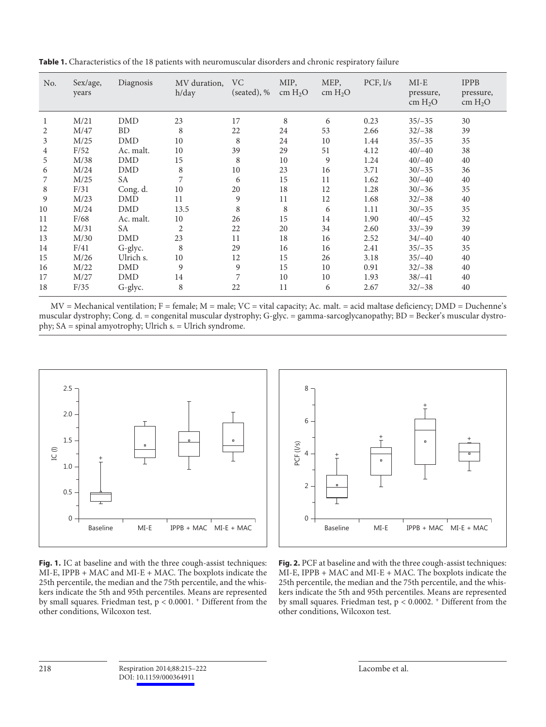**Table 1.** Characteristics of the 18 patients with neuromuscular disorders and chronic respiratory failure

| No. | Sex/age, years | Diagnosis | MV duration, h/day | VC (seated), % | MIP, cm $H_2O$ | MEP, cm $H_2O$ | PCF, l/s | MI-E pressure, cm $H_2O$ | IPPB pressure, cm $H_2O$ |
|---|---|---|---|---|---|---|---|---|---|
| 1 | M/21 | DMD | 23 | 17 | 8 | 6 | 0.23 | 35/–35 | 30 |
| 2 | M/47 | BD | 8 | 22 | 24 | 53 | 2.66 | 32/–38 | 39 |
| 3 | M/25 | DMD | 10 | 8 | 24 | 10 | 1.44 | 35/–35 | 35 |
| 4 | F/52 | Ac. malt. | 10 | 39 | 29 | 51 | 4.12 | 40/–40 | 38 |
| 5 | M/38 | DMD | 15 | 8 | 10 | 9 | 1.24 | 40/–40 | 40 |
| 6 | M/24 | DMD | 8 | 10 | 23 | 16 | 3.71 | 30/–35 | 36 |
| 7 | M/25 | SA | 7 | 6 | 15 | 11 | 1.62 | 30/–40 | 40 |
| 8 | F/31 | Cong. d. | 10 | 20 | 18 | 12 | 1.28 | 30/–36 | 35 |
| 9 | M/23 | DMD | 11 | 9 | 11 | 12 | 1.68 | 32/–38 | 40 |
| 10 | M/24 | DMD | 13.5 | 8 | 8 | 6 | 1.11 | 30/–35 | 35 |
| 11 | F/68 | Ac. malt. | 10 | 26 | 15 | 14 | 1.90 | 40/–45 | 32 |
| 12 | M/31 | SA | 2 | 22 | 20 | 34 | 2.60 | 33/–39 | 39 |
| 13 | M/30 | DMD | 23 | 11 | 18 | 16 | 2.52 | 34/–40 | 40 |
| 14 | F/41 | G-glyc. | 8 | 29 | 16 | 16 | 2.41 | 35/–35 | 35 |
| 15 | M/26 | Ulrich s. | 10 | 12 | 15 | 26 | 3.18 | 35/–40 | 40 |
| 16 | M/22 | DMD | 9 | 9 | 15 | 10 | 0.91 | 32/–38 | 40 |
| 17 | M/27 | DMD | 14 | 7 | 10 | 10 | 1.93 | 38/–41 | 40 |
| 18 | F/35 | G-glyc. | 8 | 22 | 11 | 6 | 2.67 | 32/–38 | 40 |

MV = Mechanical ventilation; F = female; M = male; VC = vital capacity; Ac. malt. = acid maltase deficiency; DMD = Duchenne's muscular dystrophy; Cong. d. = congenital muscular dystrophy; G-glyc. = gamma-sarcoglycanopathy; BD = Becker's muscular dystrophy; SA = spinal amyotrophy; Ulrich s. = Ulrich syndrome.

**Fig. 1.** IC at baseline and with the three cough-assist techniques: MI-E, IPPB + MAC and MI-E + MAC. The boxplots indicate the 25th percentile, the median and the 75th percentile, and the whiskers indicate the 5th and 95th percentiles. Means are represented by small squares. Friedman test, $p < 0.0001$. + Different from the other conditions, Wilcoxon test.

**Fig. 2.** PCF at baseline and with the three cough-assist techniques: MI-E, IPPB + MAC and MI-E + MAC. The boxplots indicate the 25th percentile, the median and the 75th percentile, and the whiskers indicate the 5th and 95th percentiles. Means are represented by small squares. Friedman test, $p < 0.0002$. + Different from the other conditions, Wilcoxon test.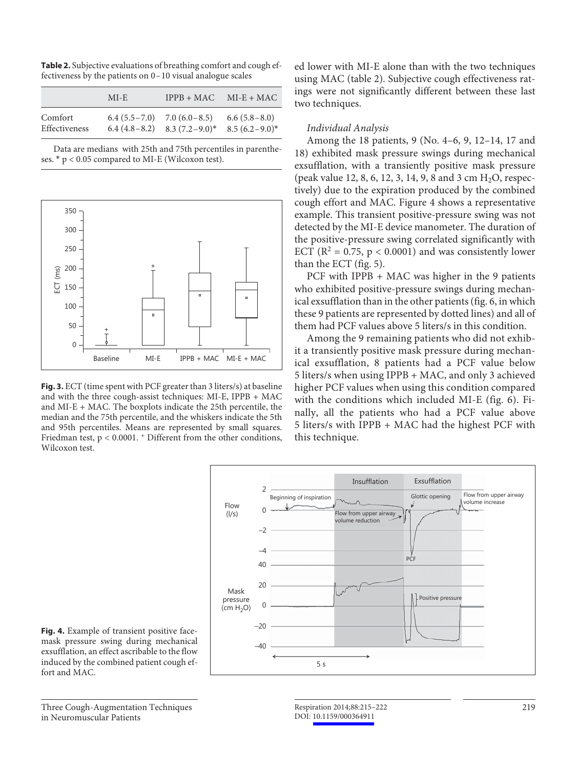**Table 2.** Subjective evaluations of breathing comfort and cough effectiveness by the patients on 0–10 visual analogue scales

| | MI-E | IPPB + MAC | MI-E + MAC |
|---|---|---|---|
| Comfort | 6.4 (5.5–7.0) | 7.0 (6.0–8.5) | 6.6 (5.8–8.0) |
| Effectiveness | 6.4 (4.8–8.2) | 8.3 (7.2–9.0)* | 8.5 (6.2–9.0)* |

Data are medians with 25th and 75th percentiles in parentheses. * $p < 0.05$ compared to MI-E (Wilcoxon test).

**Fig. 3.** ECT (time spent with PCF greater than 3 liters/s) at baseline and with the three cough-assist techniques: MI-E, IPPB + MAC and MI-E + MAC. The boxplots indicate the 25th percentile, the median and the 75th percentile, and the whiskers indicate the 5th and 95th percentiles. Means are represented by small squares. Friedman test, $p < 0.0001$. + Different from the other conditions, Wilcoxon test.

ed lower with MI-E alone than with the two techniques using MAC (table 2). Subjective cough effectiveness ratings were not significantly different between these last two techniques.

*Individual Analysis*

Among the 18 patients, 9 (No. 4–6, 9, 12–14, 17 and 18) exhibited mask pressure swings during mechanical exsufflation, with a transiently positive mask pressure (peak value 12, 8, 6, 12, 3, 14, 9, 8 and 3 cm $H_2O$, respectively) due to the expiration produced by the combined cough effort and MAC. Figure 4 shows a representative example. This transient positive-pressure swing was not detected by the MI-E device manometer. The duration of the positive-pressure swing correlated significantly with ECT ($R^2 = 0.75$, $p < 0.0001$) and was consistently lower than the ECT (fig. 5).

PCF with IPPB + MAC was higher in the 9 patients who exhibited positive-pressure swings during mechanical exsufflation than in the other patients (fig. 6, in which these 9 patients are represented by dotted lines) and all of them had PCF values above 5 liters/s in this condition.

Among the 9 remaining patients who did not exhibit a transiently positive mask pressure during mechanical exsufflation, 8 patients had a PCF value below 5 liters/s when using IPPB + MAC, and only 3 achieved higher PCF values when using this condition compared with the conditions which included MI-E (fig. 6). Finally, all the patients who had a PCF value above 5 liters/s with IPPB + MAC had the highest PCF with this technique.

**Fig. 4.** Example of transient positive face-mask pressure swing during mechanical exsufflation, an effect ascribable to the flow induced by the combined patient cough effort and MAC.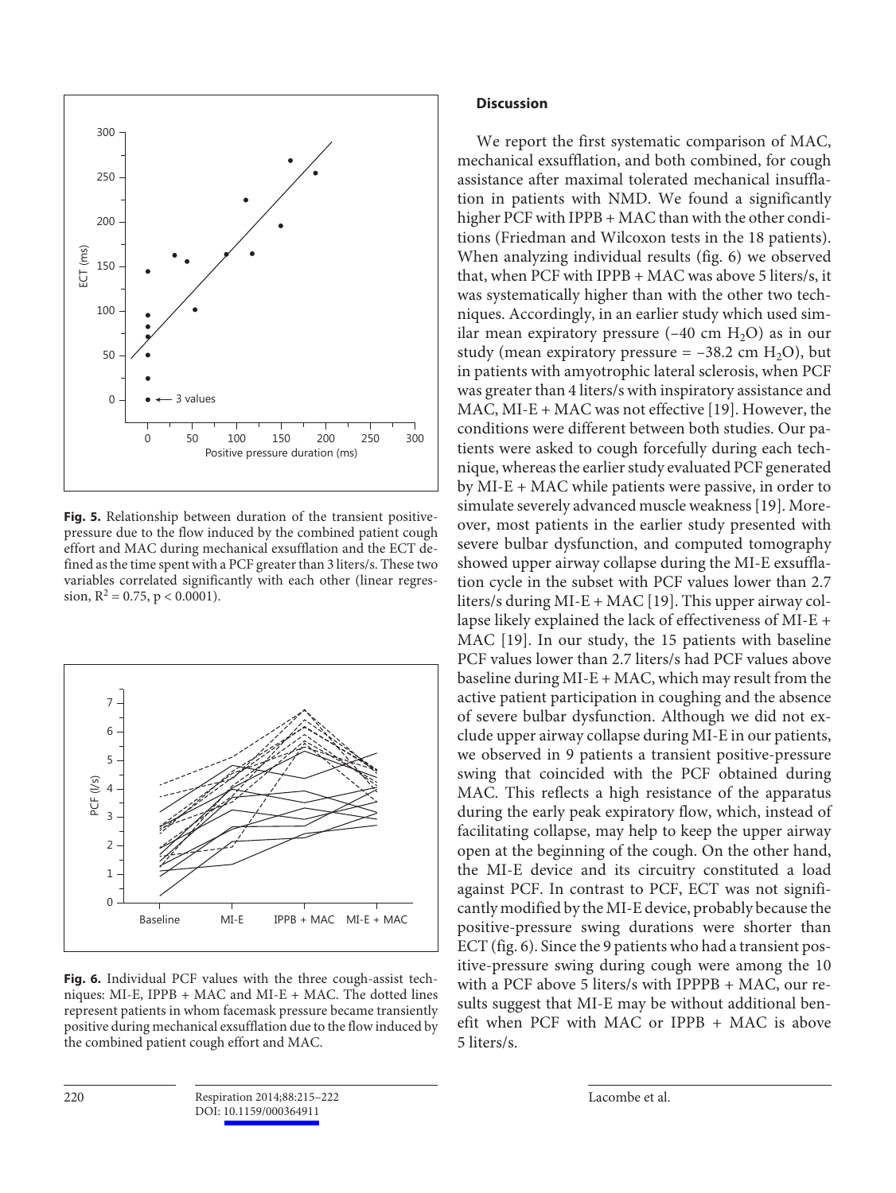Fig. 5. Relationship between duration of the transient positive-pressure due to the flow induced by the combined patient cough effort and MAC during mechanical exsufflation and the ECT defined as the time spent with a PCF greater than 3 liters/s. These two variables correlated significantly with each other (linear regression, $R^2 = 0.75$, $p < 0.0001$).

Fig. 6. Individual PCF values with the three cough-assist techniques: MI-E, IPPB + MAC and MI-E + MAC. The dotted lines represent patients in whom facemask pressure became transiently positive during mechanical exsufflation due to the flow induced by the combined patient cough effort and MAC.

## Discussion

We report the first systematic comparison of MAC, mechanical exsufflation, and both combined, for cough assistance after maximal tolerated mechanical insufflation in patients with NMD. We found a significantly higher PCF with IPPB + MAC than with the other conditions (Friedman and Wilcoxon tests in the 18 patients). When analyzing individual results (fig. 6) we observed that, when PCF with IPPB + MAC was above 5 liters/s, it was systematically higher than with the other two techniques. Accordingly, in an earlier study which used similar mean expiratory pressure (–40 cm $H_2O$) as in our study (mean expiratory pressure = –38.2 cm $H_2O$), but in patients with amyotrophic lateral sclerosis, when PCF was greater than 4 liters/s with inspiratory assistance and MAC, MI-E + MAC was not effective [19]. However, the conditions were different between both studies. Our patients were asked to cough forcefully during each technique, whereas the earlier study evaluated PCF generated by MI-E + MAC while patients were passive, in order to simulate severely advanced muscle weakness [19]. Moreover, most patients in the earlier study presented with severe bulbar dysfunction, and computed tomography showed upper airway collapse during the MI-E exsufflation cycle in the subset with PCF values lower than 2.7 liters/s during MI-E + MAC [19]. This upper airway collapse likely explained the lack of effectiveness of MI-E + MAC [19]. In our study, the 15 patients with baseline PCF values lower than 2.7 liters/s had PCF values above baseline during MI-E + MAC, which may result from the active patient participation in coughing and the absence of severe bulbar dysfunction. Although we did not exclude upper airway collapse during MI-E in our patients, we observed in 9 patients a transient positive-pressure swing that coincided with the PCF obtained during MAC. This reflects a high resistance of the apparatus during the early peak expiratory flow, which, instead of facilitating collapse, may help to keep the upper airway open at the beginning of the cough. On the other hand, the MI-E device and its circuitry constituted a load against PCF. In contrast to PCF, ECT was not significantly modified by the MI-E device, probably because the positive-pressure swing durations were shorter than ECT (fig. 6). Since the 9 patients who had a transient positive-pressure swing during cough were among the 10 with a PCF above 5 liters/s with IPPPB + MAC, our results suggest that MI-E may be without additional benefit when PCF with MAC or IPPB + MAC is above 5 liters/s.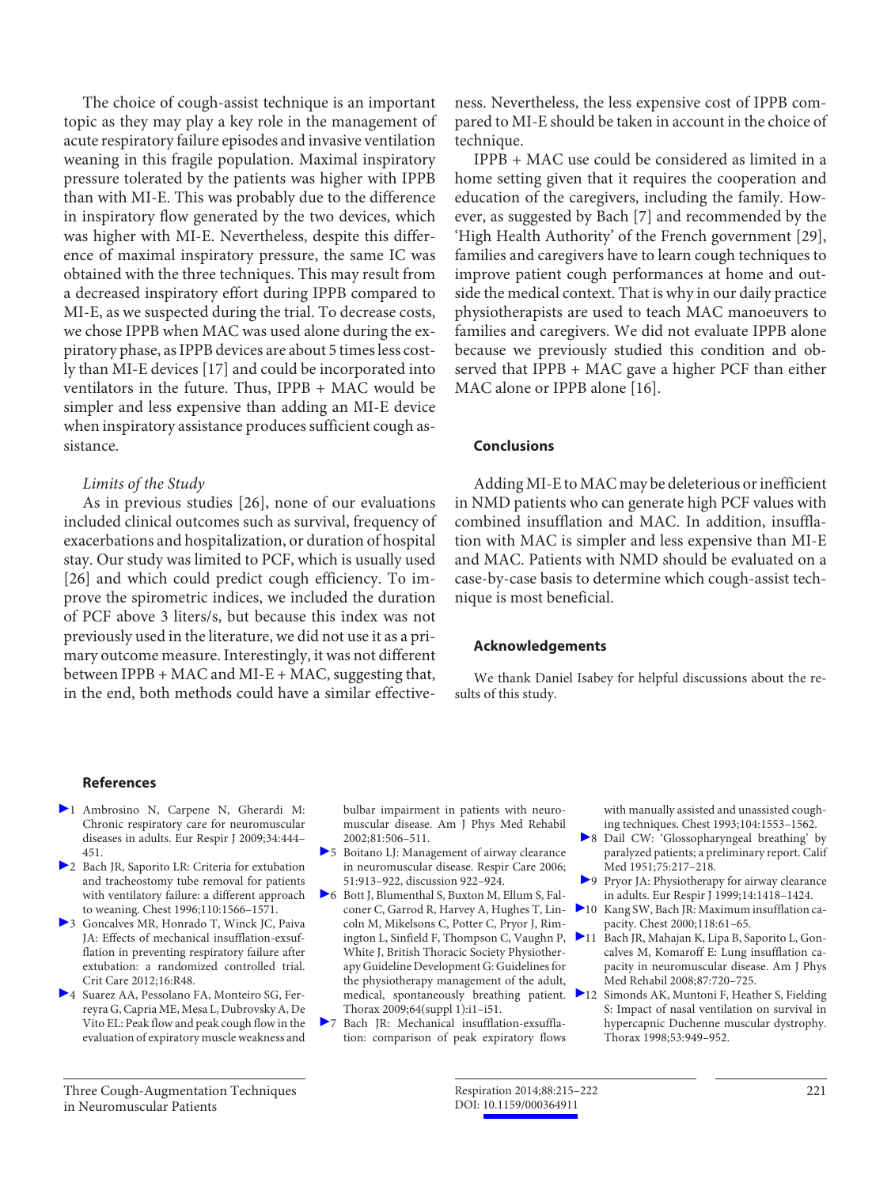The choice of cough-assist technique is an important topic as they may play a key role in the management of acute respiratory failure episodes and invasive ventilation weaning in this fragile population. Maximal inspiratory pressure tolerated by the patients was higher with IPPB than with MI-E. This was probably due to the difference in inspiratory flow generated by the two devices, which was higher with MI-E. Nevertheless, despite this difference of maximal inspiratory pressure, the same IC was obtained with the three techniques. This may result from a decreased inspiratory effort during IPPB compared to MI-E, as we suspected during the trial. To decrease costs, we chose IPPB when MAC was used alone during the expiratory phase, as IPPB devices are about 5 times less costly than MI-E devices [17] and could be incorporated into ventilators in the future. Thus, IPPB + MAC would be simpler and less expensive than adding an MI-E device when inspiratory assistance produces sufficient cough assistance.

### *Limits of the Study*

As in previous studies [26], none of our evaluations included clinical outcomes such as survival, frequency of exacerbations and hospitalization, or duration of hospital stay. Our study was limited to PCF, which is usually used [26] and which could predict cough efficiency. To improve the spirometric indices, we included the duration of PCF above 3 liters/s, but because this index was not previously used in the literature, we did not use it as a primary outcome measure. Interestingly, it was not different between IPPB + MAC and MI-E + MAC, suggesting that, in the end, both methods could have a similar effectiveness. Nevertheless, the less expensive cost of IPPB compared to MI-E should be taken in account in the choice of technique.

IPPB + MAC use could be considered as limited in a home setting given that it requires the cooperation and education of the caregivers, including the family. However, as suggested by Bach [7] and recommended by the 'High Health Authority' of the French government [29], families and caregivers have to learn cough techniques to improve patient cough performances at home and outside the medical context. That is why in our daily practice physiotherapists are used to teach MAC manoeuvers to families and caregivers. We did not evaluate IPPB alone because we previously studied this condition and observed that IPPB + MAC gave a higher PCF than either MAC alone or IPPB alone [16].

## Conclusions

Adding MI-E to MAC may be deleterious or inefficient in NMD patients who can generate high PCF values with combined insufflation and MAC. In addition, insufflation with MAC is simpler and less expensive than MI-E and MAC. Patients with NMD should be evaluated on a case-by-case basis to determine which cough-assist technique is most beneficial.

## Acknowledgements

We thank Daniel Isabey for helpful discussions about the results of this study.

## References

1. Ambrosino N, Carpene N, Gherardi M: Chronic respiratory care for neuromuscular diseases in adults. Eur Respir J 2009;34:444–451.
2. Bach JR, Saporito LR: Criteria for extubation and tracheostomy tube removal for patients with ventilatory failure: a different approach to weaning. Chest 1996;110:1566–1571.
3. Goncalves MR, Honrado T, Winck JC, Paiva JA: Effects of mechanical insufflation-exsufflation in preventing respiratory failure after extubation: a randomized controlled trial. Crit Care 2012;16:R48.
4. Suarez AA, Pessolano FA, Monteiro SG, Ferreyra G, Capria ME, Mesa L, Dubrovsky A, De Vito EL: Peak flow and peak cough flow in the evaluation of expiratory muscle weakness and bulbar impairment in patients with neuromuscular disease. Am J Phys Med Rehabil 2002;81:506–511.
5. Boitano LJ: Management of airway clearance in neuromuscular disease. Respir Care 2006; 51:913–922, discussion 922–924.
6. Bott J, Blumenthal S, Buxton M, Ellum S, Falconer C, Garrod R, Harvey A, Hughes T, Lincoln M, Mikelsons C, Potter C, Pryor J, Rimington L, Sinfield F, Thompson C, Vaughn P, White J, British Thoracic Society Physiotherapy Guideline Development G: Guidelines for the physiotherapy management of the adult, medical, spontaneously breathing patient. Thorax 2009;64(suppl 1):i1–i51.
7. Bach JR: Mechanical insufflation-exsufflation: comparison of peak expiratory flows with manually assisted and unassisted coughing techniques. Chest 1993;104:1553–1562.
8. Dail CW: 'Glossopharyngeal breathing' by paralyzed patients; a preliminary report. Calif Med 1951;75:217–218.
9. Pryor JA: Physiotherapy for airway clearance in adults. Eur Respir J 1999;14:1418–1424.
10. Kang SW, Bach JR: Maximum insufflation capacity. Chest 2000;118:61–65.
11. Bach JR, Mahajan K, Lipa B, Saporito L, Goncalves M, Komaroff E: Lung insufflation capacity in neuromuscular disease. Am J Phys Med Rehabil 2008;87:720–725.
12. Simonds AK, Muntoni F, Heather S, Fielding S: Impact of nasal ventilation on survival in hypercapnic Duchenne muscular dystrophy. Thorax 1998;53:949–952.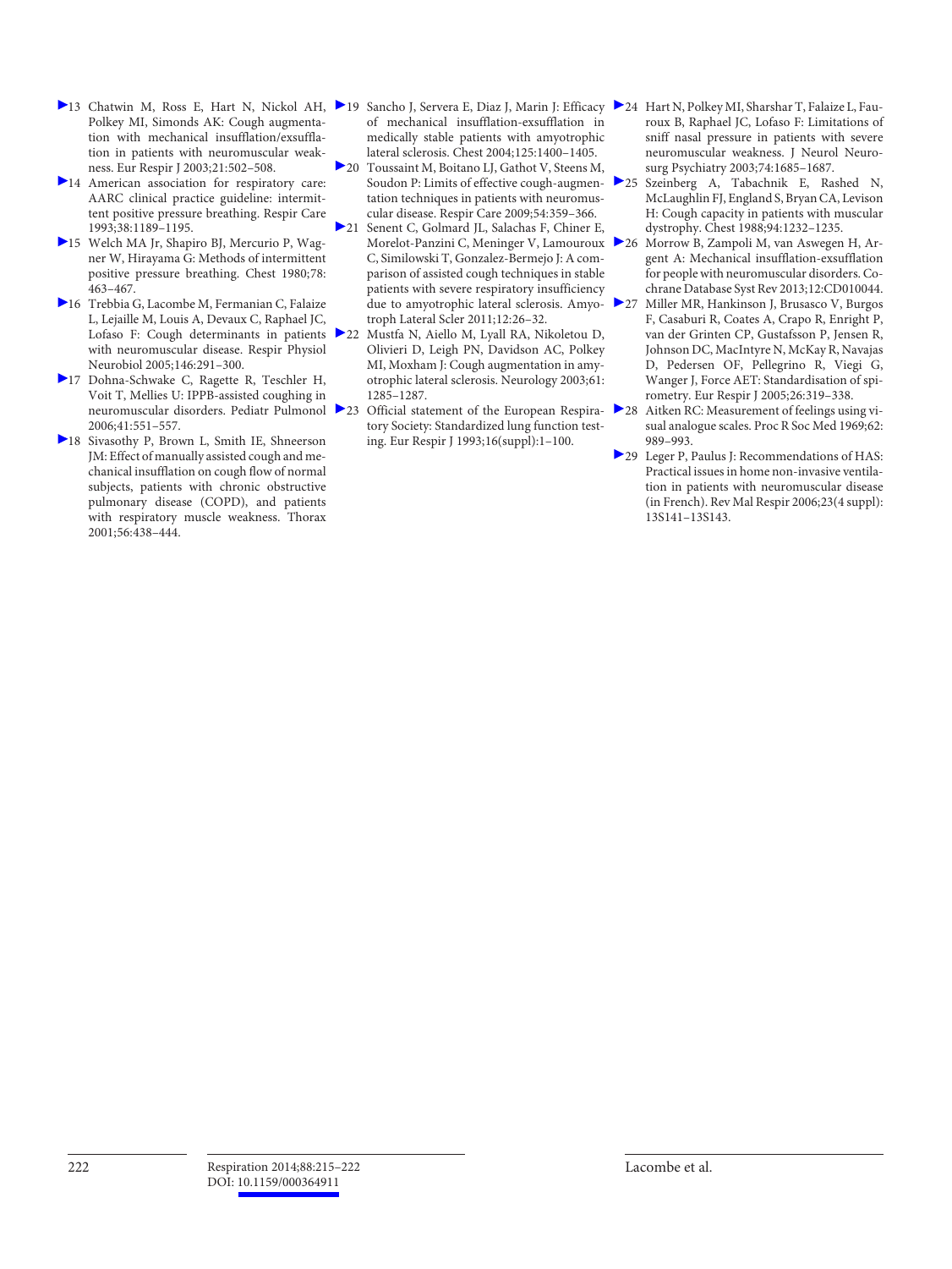13 Chatwin M, Ross E, Hart N, Nickol AH, Polkey MI, Simonds AK: Cough augmentation with mechanical insufflation/exsufflation in patients with neuromuscular weakness. Eur Respir J 2003;21:502–508.

14 American association for respiratory care: AARC clinical practice guideline: intermittent positive pressure breathing. Respir Care 1993;38:1189–1195.

15 Welch MA Jr, Shapiro BJ, Mercurio P, Wagner W, Hirayama G: Methods of intermittent positive pressure breathing. Chest 1980;78: 463–467.

16 Trebbia G, Lacombe M, Fermanian C, Falaize L, Lejaille M, Louis A, Devaux C, Raphael JC, Lofaso F: Cough determinants in patients with neuromuscular disease. Respir Physiol Neurobiol 2005;146:291–300.

17 Dohna-Schwake C, Ragette R, Teschler H, Voit T, Mellies U: IPPB-assisted coughing in neuromuscular disorders. Pediatr Pulmonol 2006;41:551–557.

18 Sivasothy P, Brown L, Smith IE, Shneerson JM: Effect of manually assisted cough and mechanical insufflation on cough flow of normal subjects, patients with chronic obstructive pulmonary disease (COPD), and patients with respiratory muscle weakness. Thorax 2001;56:438–444.

19 Sancho J, Servera E, Diaz J, Marin J: Efficacy of mechanical insufflation-exsufflation in medically stable patients with amyotrophic lateral sclerosis. Chest 2004;125:1400–1405.

20 Toussaint M, Boitano LJ, Gathot V, Steens M, Soudon P: Limits of effective cough-augmentation techniques in patients with neuromuscular disease. Respir Care 2009;54:359–366.

21 Senent C, Golmard JL, Salachas F, Chiner E, Morelot-Panzini C, Meninger V, Lamouroux C, Similowski T, Gonzalez-Bermejo J: A comparison of assisted cough techniques in stable patients with severe respiratory insufficiency due to amyotrophic lateral sclerosis. Amyotroph Lateral Scler 2011;12:26–32.

22 Mustfa N, Aiello M, Lyall RA, Nikoletou D, Olivieri D, Leigh PN, Davidson AC, Polkey MI, Moxham J: Cough augmentation in amyotrophic lateral sclerosis. Neurology 2003;61: 1285–1287.

23 Official statement of the European Respiratory Society: Standardized lung function testing. Eur Respir J 1993;16(suppl):1–100.

24 Hart N, Polkey MI, Sharshar T, Falaize L, Fauroux B, Raphael JC, Lofaso F: Limitations of sniff nasal pressure in patients with severe neuromuscular weakness. J Neurol Neurosurg Psychiatry 2003;74:1685–1687.

25 Szeinberg A, Tabachnik E, Rashed N, McLaughlin FJ, England S, Bryan CA, Levison H: Cough capacity in patients with muscular dystrophy. Chest 1988;94:1232–1235.

26 Morrow B, Zampoli M, van Aswegen H, Argent A: Mechanical insufflation-exsufflation for people with neuromuscular disorders. Cochrane Database Syst Rev 2013;12:CD010044.

27 Miller MR, Hankinson J, Brusasco V, Burgos F, Casaburi R, Coates A, Crapo R, Enright P, van der Grinten CP, Gustafsson P, Jensen R, Johnson DC, MacIntyre N, McKay R, Navajas D, Pedersen OF, Pellegrino R, Viegi G, Wanger J, Force AET: Standardisation of spirometry. Eur Respir J 2005;26:319–338.

28 Aitken RC: Measurement of feelings using visual analogue scales. Proc R Soc Med 1969;62: 989–993.

29 Leger P, Paulus J: Recommendations of HAS: Practical issues in home non-invasive ventilation in patients with neuromuscular disease (in French). Rev Mal Respir 2006;23(4 suppl): 13S141–13S143.